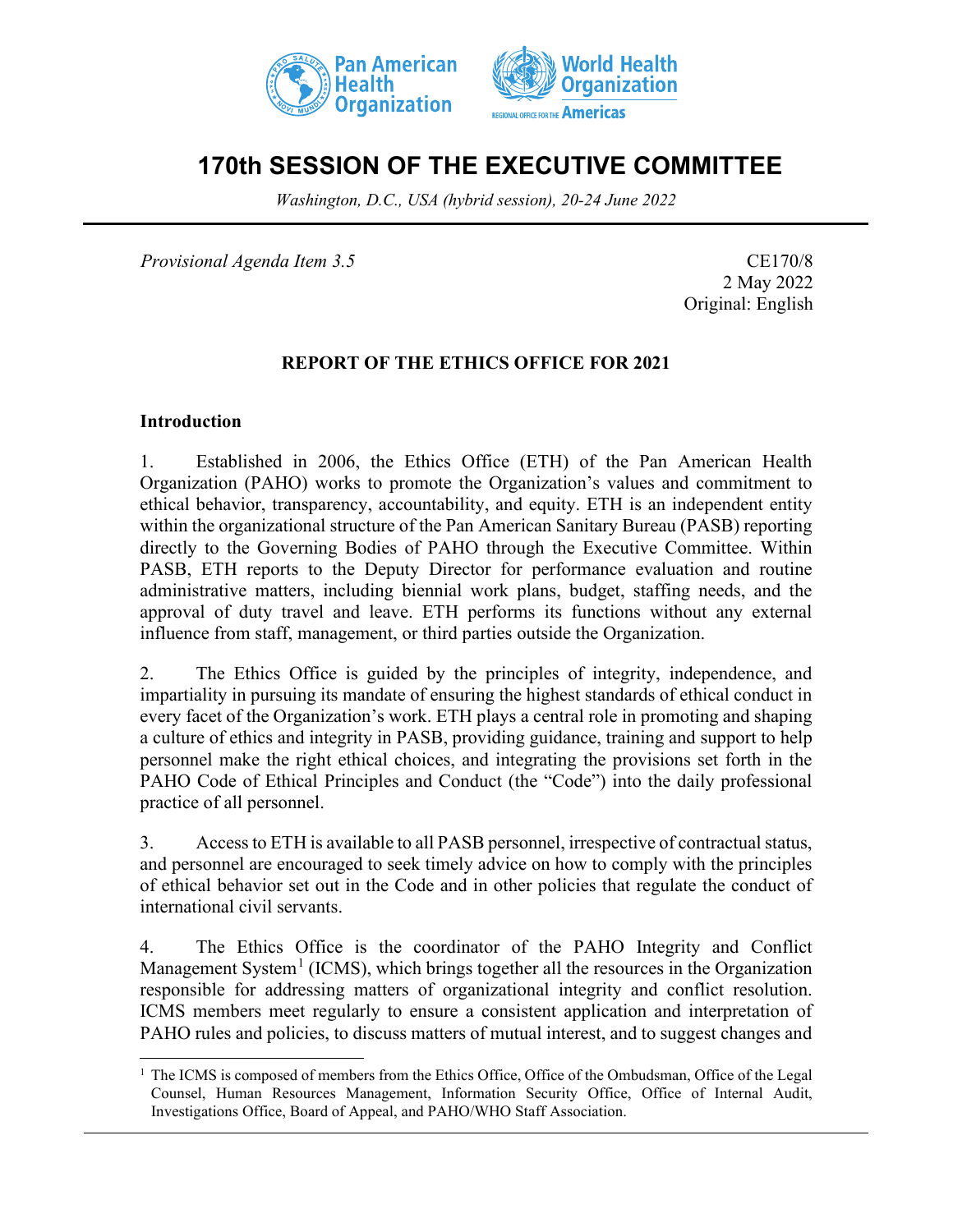# 170th SESSION OF THE EXECUTIVE COMMITTEE

*Washington, D.C., USA (hybrid session), 20-24 June 2022*

*Provisional Agenda Item 3.5*

CE170/8
2 May 2022
Original: English

## REPORT OF THE ETHICS OFFICE FOR 2021

### Introduction

1. Established in 2006, the Ethics Office (ETH) of the Pan American Health Organization (PAHO) works to promote the Organization's values and commitment to ethical behavior, transparency, accountability, and equity. ETH is an independent entity within the organizational structure of the Pan American Sanitary Bureau (PASB) reporting directly to the Governing Bodies of PAHO through the Executive Committee. Within PASB, ETH reports to the Deputy Director for performance evaluation and routine administrative matters, including biennial work plans, budget, staffing needs, and the approval of duty travel and leave. ETH performs its functions without any external influence from staff, management, or third parties outside the Organization.

2. The Ethics Office is guided by the principles of integrity, independence, and impartiality in pursuing its mandate of ensuring the highest standards of ethical conduct in every facet of the Organization's work. ETH plays a central role in promoting and shaping a culture of ethics and integrity in PASB, providing guidance, training and support to help personnel make the right ethical choices, and integrating the provisions set forth in the PAHO Code of Ethical Principles and Conduct (the "Code") into the daily professional practice of all personnel.

3. Access to ETH is available to all PASB personnel, irrespective of contractual status, and personnel are encouraged to seek timely advice on how to comply with the principles of ethical behavior set out in the Code and in other policies that regulate the conduct of international civil servants.

4. The Ethics Office is the coordinator of the PAHO Integrity and Conflict Management System[1] (ICMS), which brings together all the resources in the Organization responsible for addressing matters of organizational integrity and conflict resolution. ICMS members meet regularly to ensure a consistent application and interpretation of PAHO rules and policies, to discuss matters of mutual interest, and to suggest changes and

[1] The ICMS is composed of members from the Ethics Office, Office of the Ombudsman, Office of the Legal Counsel, Human Resources Management, Information Security Office, Office of Internal Audit, Investigations Office, Board of Appeal, and PAHO/WHO Staff Association.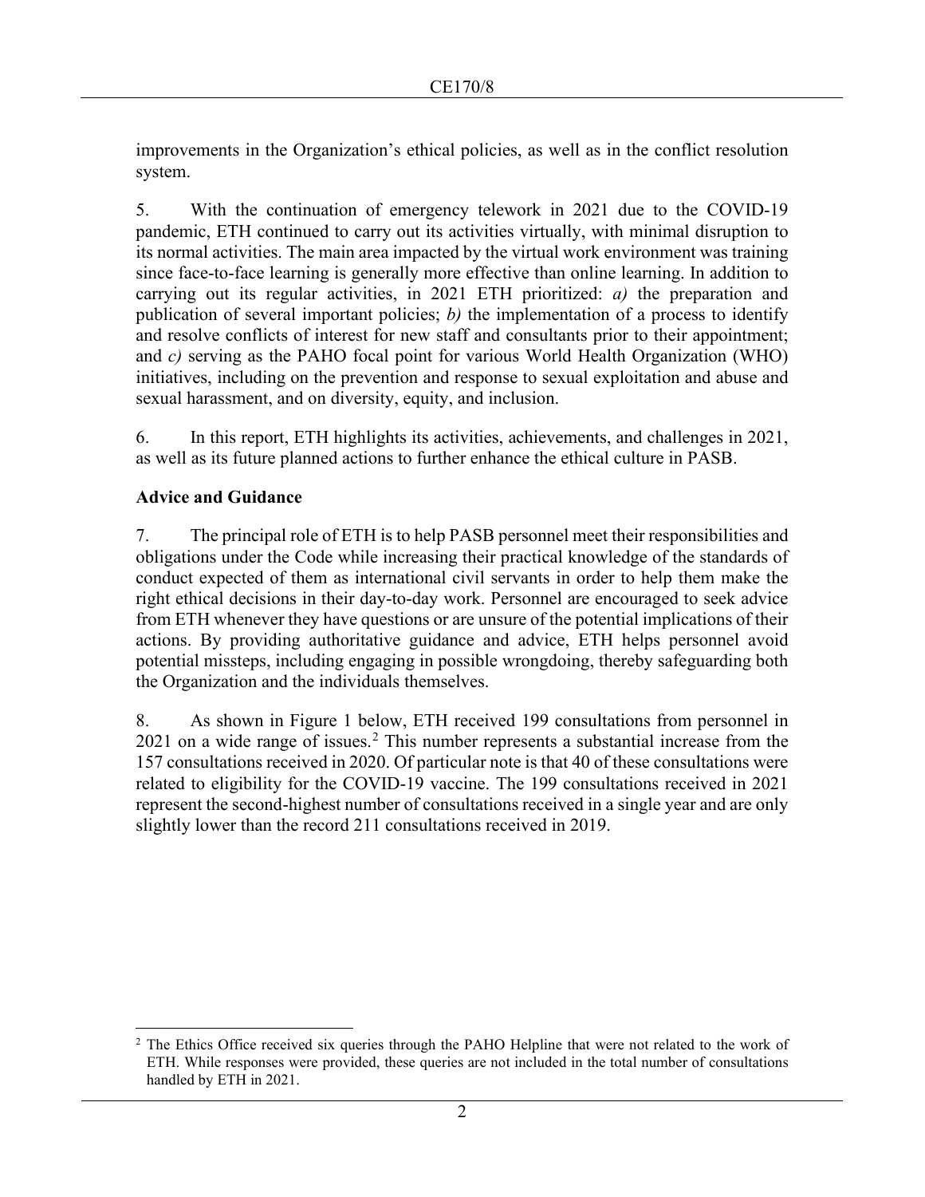improvements in the Organization's ethical policies, as well as in the conflict resolution system.

5. With the continuation of emergency telework in 2021 due to the COVID-19 pandemic, ETH continued to carry out its activities virtually, with minimal disruption to its normal activities. The main area impacted by the virtual work environment was training since face-to-face learning is generally more effective than online learning. In addition to carrying out its regular activities, in 2021 ETH prioritized: *a)* the preparation and publication of several important policies; *b)* the implementation of a process to identify and resolve conflicts of interest for new staff and consultants prior to their appointment; and *c)* serving as the PAHO focal point for various World Health Organization (WHO) initiatives, including on the prevention and response to sexual exploitation and abuse and sexual harassment, and on diversity, equity, and inclusion.

6. In this report, ETH highlights its activities, achievements, and challenges in 2021, as well as its future planned actions to further enhance the ethical culture in PASB.

## Advice and Guidance

7. The principal role of ETH is to help PASB personnel meet their responsibilities and obligations under the Code while increasing their practical knowledge of the standards of conduct expected of them as international civil servants in order to help them make the right ethical decisions in their day-to-day work. Personnel are encouraged to seek advice from ETH whenever they have questions or are unsure of the potential implications of their actions. By providing authoritative guidance and advice, ETH helps personnel avoid potential missteps, including engaging in possible wrongdoing, thereby safeguarding both the Organization and the individuals themselves.

8. As shown in Figure 1 below, ETH received 199 consultations from personnel in 2021 on a wide range of issues.[2] This number represents a substantial increase from the 157 consultations received in 2020. Of particular note is that 40 of these consultations were related to eligibility for the COVID-19 vaccine. The 199 consultations received in 2021 represent the second-highest number of consultations received in a single year and are only slightly lower than the record 211 consultations received in 2019.

---

[2] The Ethics Office received six queries through the PAHO Helpline that were not related to the work of ETH. While responses were provided, these queries are not included in the total number of consultations handled by ETH in 2021.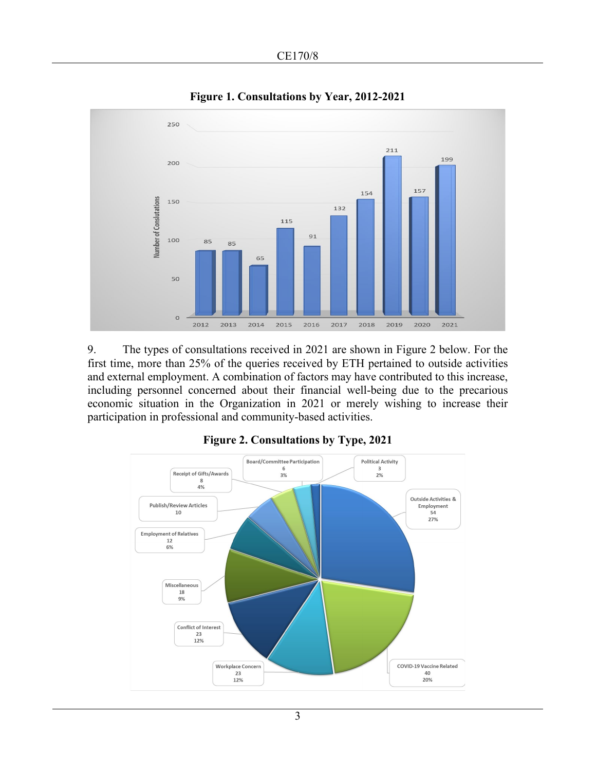**Figure 1. Consultations by Year, 2012-2021**

| Year | Number of Consultations |
|---|---|
| 2012 | 85 |
| 2013 | 85 |
| 2014 | 65 |
| 2015 | 115 |
| 2016 | 91 |
| 2017 | 132 |
| 2018 | 154 |
| 2019 | 211 |
| 2020 | 157 |
| 2021 | 199 |

9. The types of consultations received in 2021 are shown in Figure 2 below. For the first time, more than 25% of the queries received by ETH pertained to outside activities and external employment. A combination of factors may have contributed to this increase, including personnel concerned about their financial well-being due to the precarious economic situation in the Organization in 2021 or merely wishing to increase their participation in professional and community-based activities.

**Figure 2. Consultations by Type, 2021**

| Type | Number | Percentage |
|---|---|---|
| Outside Activities & Employment | 54 | 27% |
| COVID-19 Vaccine Related | 40 | 20% |
| Workplace Concern | 23 | 12% |
| Conflict of Interest | 23 | 12% |
| Miscellaneous | 18 | 9% |
| Employment of Relatives | 12 | 6% |
| Publish/Review Articles | 10 | |
| Receipt of Gifts/Awards | 8 | 4% |
| Board/Committee Participation | 6 | 3% |
| Political Activity | 3 | 2% |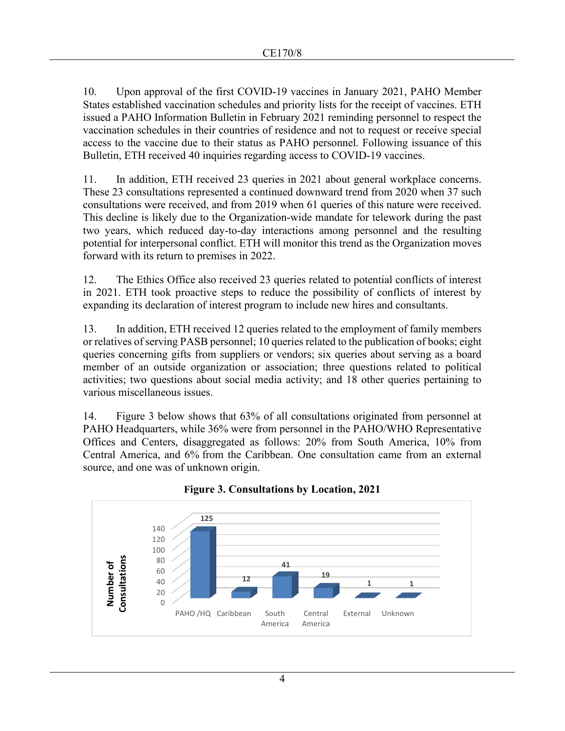10. Upon approval of the first COVID-19 vaccines in January 2021, PAHO Member States established vaccination schedules and priority lists for the receipt of vaccines. ETH issued a PAHO Information Bulletin in February 2021 reminding personnel to respect the vaccination schedules in their countries of residence and not to request or receive special access to the vaccine due to their status as PAHO personnel. Following issuance of this Bulletin, ETH received 40 inquiries regarding access to COVID-19 vaccines.

11. In addition, ETH received 23 queries in 2021 about general workplace concerns. These 23 consultations represented a continued downward trend from 2020 when 37 such consultations were received, and from 2019 when 61 queries of this nature were received. This decline is likely due to the Organization-wide mandate for telework during the past two years, which reduced day-to-day interactions among personnel and the resulting potential for interpersonal conflict. ETH will monitor this trend as the Organization moves forward with its return to premises in 2022.

12. The Ethics Office also received 23 queries related to potential conflicts of interest in 2021. ETH took proactive steps to reduce the possibility of conflicts of interest by expanding its declaration of interest program to include new hires and consultants.

13. In addition, ETH received 12 queries related to the employment of family members or relatives of serving PASB personnel; 10 queries related to the publication of books; eight queries concerning gifts from suppliers or vendors; six queries about serving as a board member of an outside organization or association; three questions related to political activities; two questions about social media activity; and 18 other queries pertaining to various miscellaneous issues.

14. Figure 3 below shows that 63% of all consultations originated from personnel at PAHO Headquarters, while 36% were from personnel in the PAHO/WHO Representative Offices and Centers, disaggregated as follows: 20% from South America, 10% from Central America, and 6% from the Caribbean. One consultation came from an external source, and one was of unknown origin.

**Figure 3. Consultations by Location, 2021**

| Location | Number of Consultations |
|---|---|
| PAHO /HQ | 125 |
| Caribbean | 12 |
| South America | 41 |
| Central America | 19 |
| External | 1 |
| Unknown | 1 |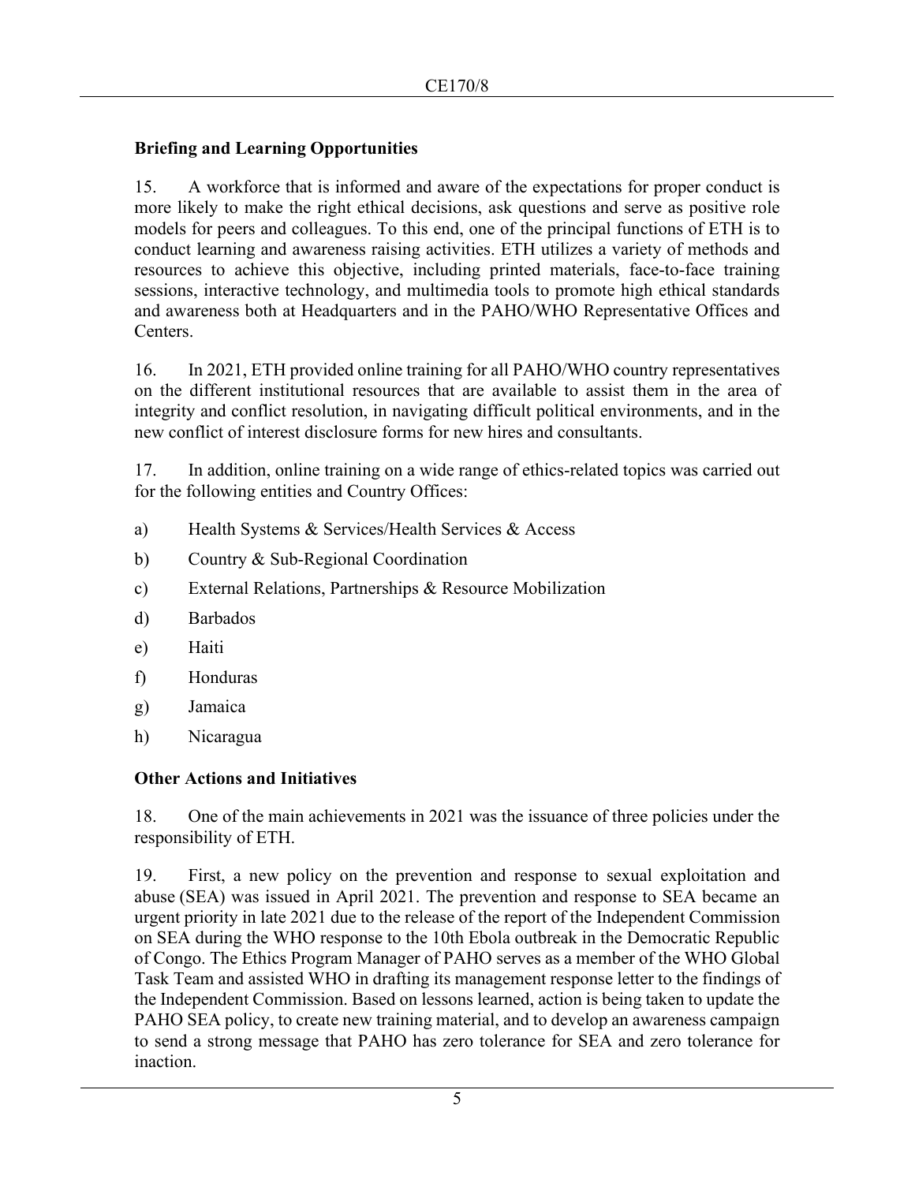### Briefing and Learning Opportunities

15. A workforce that is informed and aware of the expectations for proper conduct is more likely to make the right ethical decisions, ask questions and serve as positive role models for peers and colleagues. To this end, one of the principal functions of ETH is to conduct learning and awareness raising activities. ETH utilizes a variety of methods and resources to achieve this objective, including printed materials, face-to-face training sessions, interactive technology, and multimedia tools to promote high ethical standards and awareness both at Headquarters and in the PAHO/WHO Representative Offices and Centers.

16. In 2021, ETH provided online training for all PAHO/WHO country representatives on the different institutional resources that are available to assist them in the area of integrity and conflict resolution, in navigating difficult political environments, and in the new conflict of interest disclosure forms for new hires and consultants.

17. In addition, online training on a wide range of ethics-related topics was carried out for the following entities and Country Offices:

a) Health Systems & Services/Health Services & Access

b) Country & Sub-Regional Coordination

c) External Relations, Partnerships & Resource Mobilization

d) Barbados

e) Haiti

f) Honduras

g) Jamaica

h) Nicaragua

### Other Actions and Initiatives

18. One of the main achievements in 2021 was the issuance of three policies under the responsibility of ETH.

19. First, a new policy on the prevention and response to sexual exploitation and abuse (SEA) was issued in April 2021. The prevention and response to SEA became an urgent priority in late 2021 due to the release of the report of the Independent Commission on SEA during the WHO response to the 10th Ebola outbreak in the Democratic Republic of Congo. The Ethics Program Manager of PAHO serves as a member of the WHO Global Task Team and assisted WHO in drafting its management response letter to the findings of the Independent Commission. Based on lessons learned, action is being taken to update the PAHO SEA policy, to create new training material, and to develop an awareness campaign to send a strong message that PAHO has zero tolerance for SEA and zero tolerance for inaction.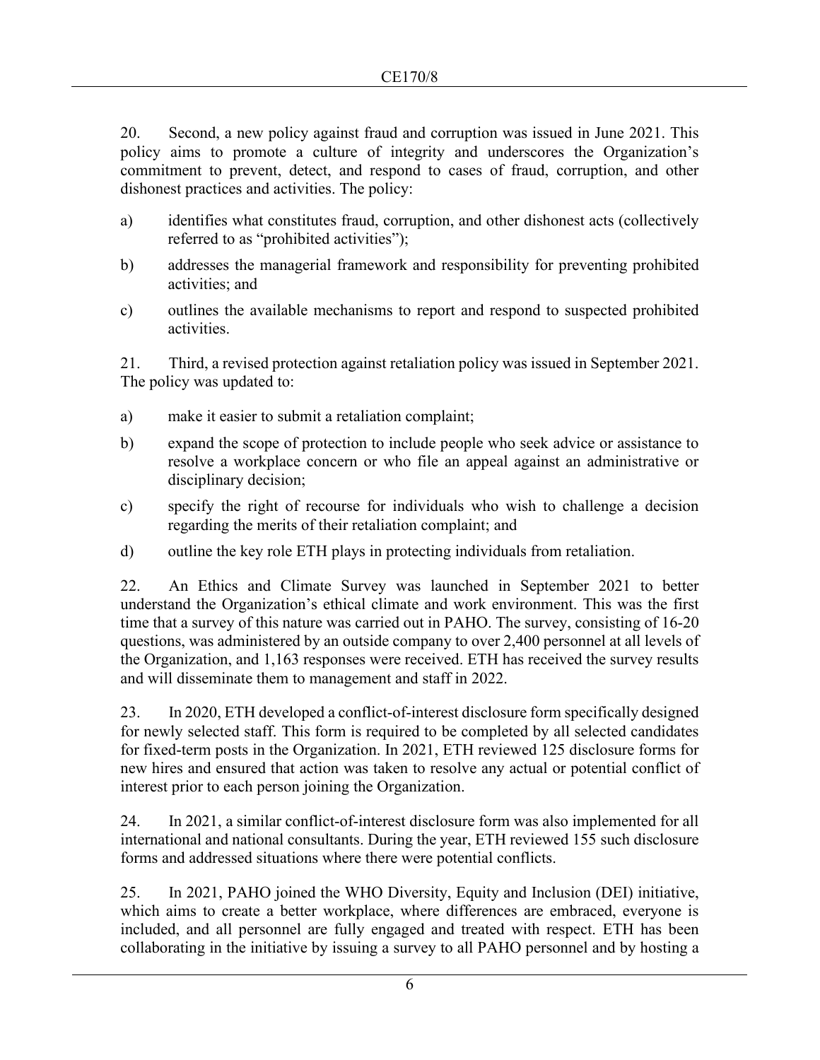20. Second, a new policy against fraud and corruption was issued in June 2021. This policy aims to promote a culture of integrity and underscores the Organization's commitment to prevent, detect, and respond to cases of fraud, corruption, and other dishonest practices and activities. The policy:

a) identifies what constitutes fraud, corruption, and other dishonest acts (collectively referred to as "prohibited activities");

b) addresses the managerial framework and responsibility for preventing prohibited activities; and

c) outlines the available mechanisms to report and respond to suspected prohibited activities.

21. Third, a revised protection against retaliation policy was issued in September 2021. The policy was updated to:

a) make it easier to submit a retaliation complaint;

b) expand the scope of protection to include people who seek advice or assistance to resolve a workplace concern or who file an appeal against an administrative or disciplinary decision;

c) specify the right of recourse for individuals who wish to challenge a decision regarding the merits of their retaliation complaint; and

d) outline the key role ETH plays in protecting individuals from retaliation.

22. An Ethics and Climate Survey was launched in September 2021 to better understand the Organization's ethical climate and work environment. This was the first time that a survey of this nature was carried out in PAHO. The survey, consisting of 16-20 questions, was administered by an outside company to over 2,400 personnel at all levels of the Organization, and 1,163 responses were received. ETH has received the survey results and will disseminate them to management and staff in 2022.

23. In 2020, ETH developed a conflict-of-interest disclosure form specifically designed for newly selected staff. This form is required to be completed by all selected candidates for fixed-term posts in the Organization. In 2021, ETH reviewed 125 disclosure forms for new hires and ensured that action was taken to resolve any actual or potential conflict of interest prior to each person joining the Organization.

24. In 2021, a similar conflict-of-interest disclosure form was also implemented for all international and national consultants. During the year, ETH reviewed 155 such disclosure forms and addressed situations where there were potential conflicts.

25. In 2021, PAHO joined the WHO Diversity, Equity and Inclusion (DEI) initiative, which aims to create a better workplace, where differences are embraced, everyone is included, and all personnel are fully engaged and treated with respect. ETH has been collaborating in the initiative by issuing a survey to all PAHO personnel and by hosting a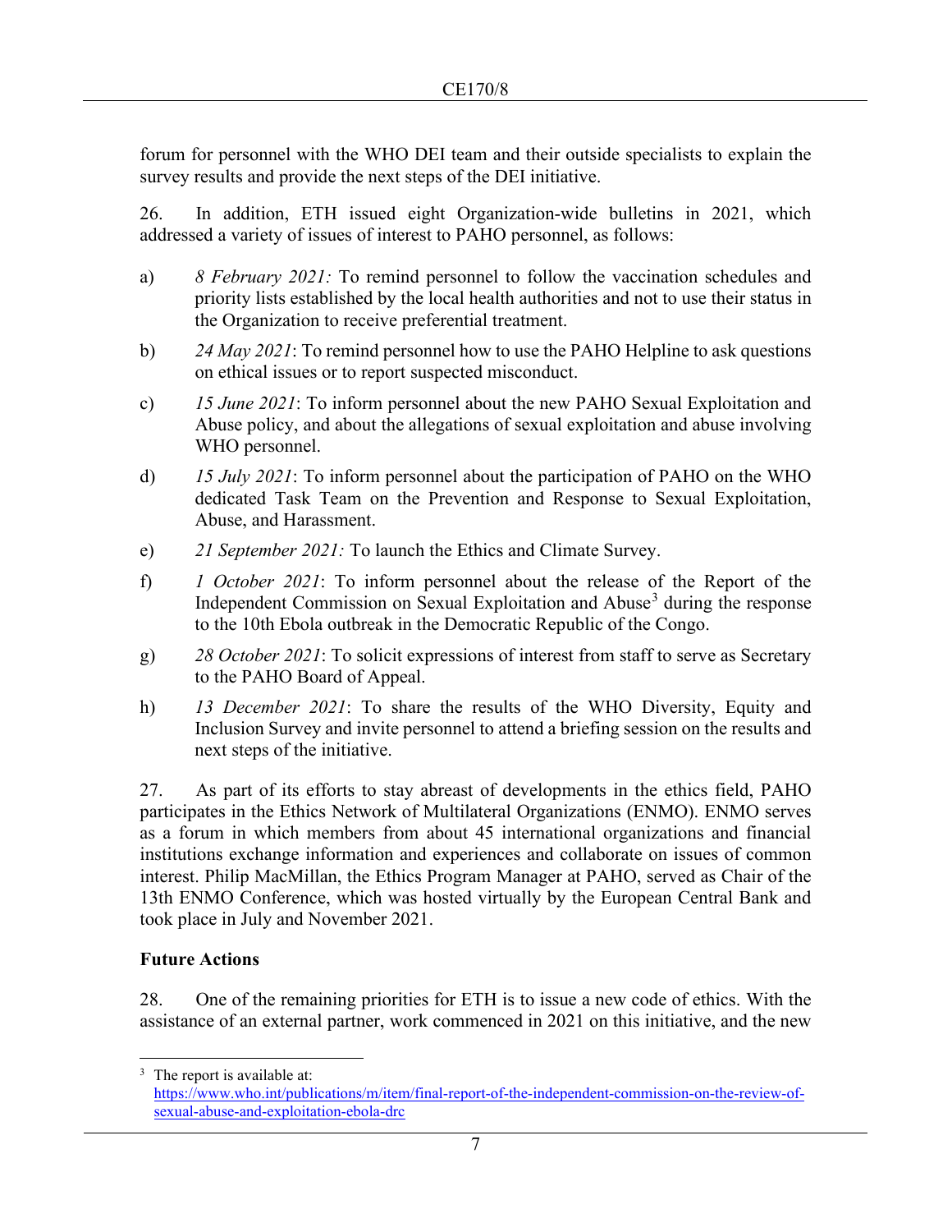forum for personnel with the WHO DEI team and their outside specialists to explain the survey results and provide the next steps of the DEI initiative.

26. In addition, ETH issued eight Organization-wide bulletins in 2021, which addressed a variety of issues of interest to PAHO personnel, as follows:

a) *8 February 2021:* To remind personnel to follow the vaccination schedules and priority lists established by the local health authorities and not to use their status in the Organization to receive preferential treatment.

b) *24 May 2021*: To remind personnel how to use the PAHO Helpline to ask questions on ethical issues or to report suspected misconduct.

c) *15 June 2021*: To inform personnel about the new PAHO Sexual Exploitation and Abuse policy, and about the allegations of sexual exploitation and abuse involving WHO personnel.

d) *15 July 2021*: To inform personnel about the participation of PAHO on the WHO dedicated Task Team on the Prevention and Response to Sexual Exploitation, Abuse, and Harassment.

e) *21 September 2021:* To launch the Ethics and Climate Survey.

f) *1 October 2021*: To inform personnel about the release of the Report of the Independent Commission on Sexual Exploitation and Abuse[3] during the response to the 10th Ebola outbreak in the Democratic Republic of the Congo.

g) *28 October 2021*: To solicit expressions of interest from staff to serve as Secretary to the PAHO Board of Appeal.

h) *13 December 2021*: To share the results of the WHO Diversity, Equity and Inclusion Survey and invite personnel to attend a briefing session on the results and next steps of the initiative.

27. As part of its efforts to stay abreast of developments in the ethics field, PAHO participates in the Ethics Network of Multilateral Organizations (ENMO). ENMO serves as a forum in which members from about 45 international organizations and financial institutions exchange information and experiences and collaborate on issues of common interest. Philip MacMillan, the Ethics Program Manager at PAHO, served as Chair of the 13th ENMO Conference, which was hosted virtually by the European Central Bank and took place in July and November 2021.

**Future Actions**

28. One of the remaining priorities for ETH is to issue a new code of ethics. With the assistance of an external partner, work commenced in 2021 on this initiative, and the new

---

[3] The report is available at: https://www.who.int/publications/m/item/final-report-of-the-independent-commission-on-the-review-of-sexual-abuse-and-exploitation-ebola-drc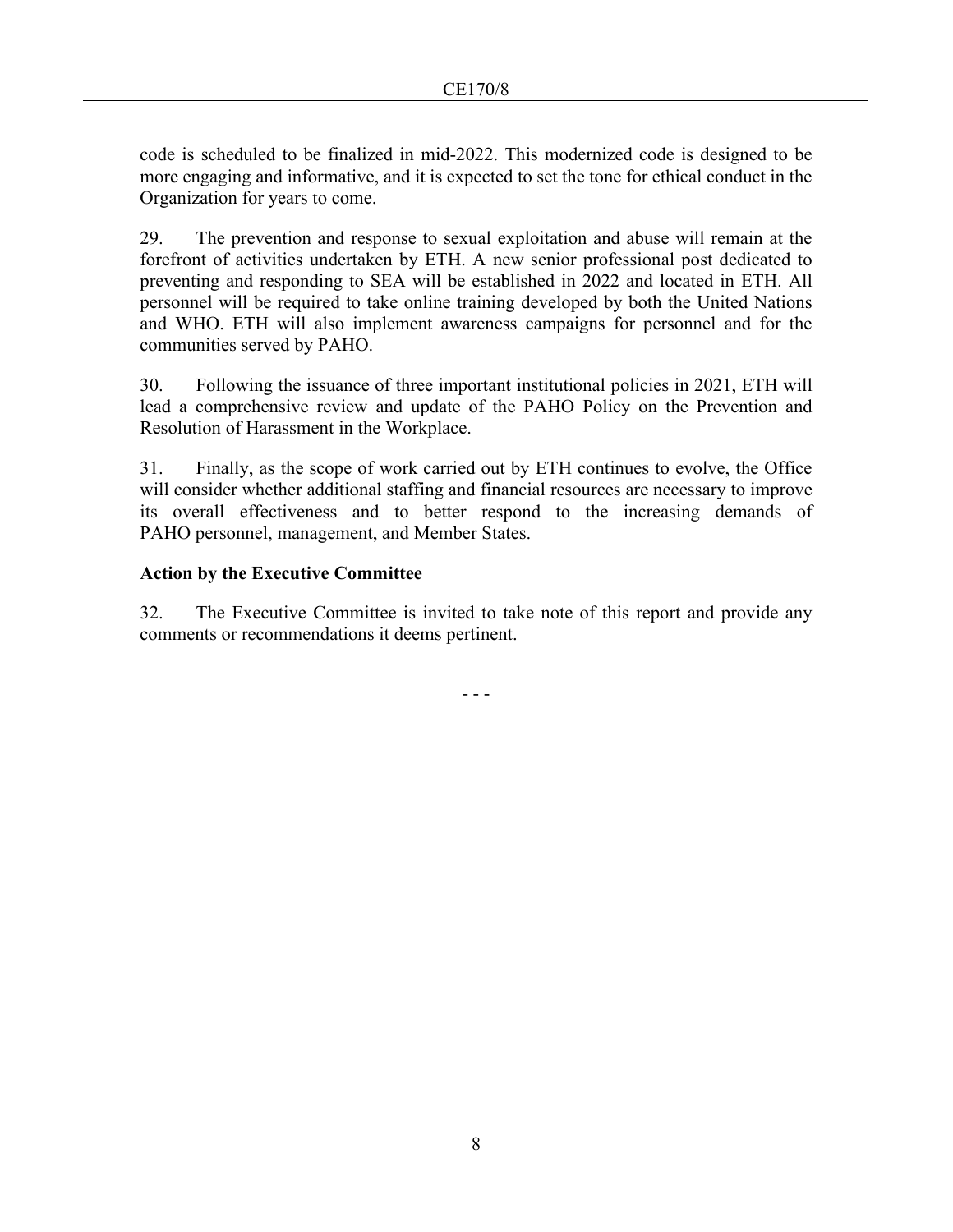code is scheduled to be finalized in mid-2022. This modernized code is designed to be more engaging and informative, and it is expected to set the tone for ethical conduct in the Organization for years to come.

29. The prevention and response to sexual exploitation and abuse will remain at the forefront of activities undertaken by ETH. A new senior professional post dedicated to preventing and responding to SEA will be established in 2022 and located in ETH. All personnel will be required to take online training developed by both the United Nations and WHO. ETH will also implement awareness campaigns for personnel and for the communities served by PAHO.

30. Following the issuance of three important institutional policies in 2021, ETH will lead a comprehensive review and update of the PAHO Policy on the Prevention and Resolution of Harassment in the Workplace.

31. Finally, as the scope of work carried out by ETH continues to evolve, the Office will consider whether additional staffing and financial resources are necessary to improve its overall effectiveness and to better respond to the increasing demands of PAHO personnel, management, and Member States.

**Action by the Executive Committee**

32. The Executive Committee is invited to take note of this report and provide any comments or recommendations it deems pertinent.

- - -